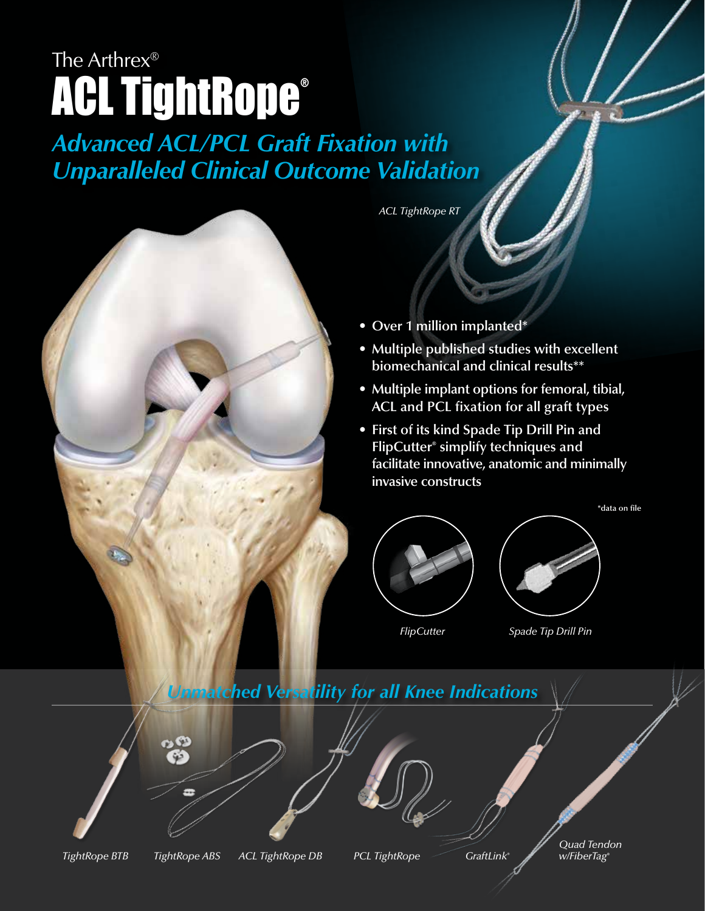The Arthrex®

# ACL TightRope®

## *Advanced ACL/PCL Graft Fixation with Unparalleled Clinical Outcome Validation*

*ACL TightRope RT*

- **Over 1 million implanted***
- **Multiple published studies with excellent biomechanical and clinical results****
- **Multiple implant options for femoral, tibial, ACL and PCL fixation for all graft types**
- **First of its kind Spade Tip Drill Pin and FlipCutter® simplify techniques and facilitate innovative, anatomic and minimally invasive constructs**

*data on file

*FlipCutter*

*Spade Tip Drill Pin*

## *Unmatched Versatility for all Knee Indications*

*TightRope BTB*

*TightRope ABS*

*ACL TightRope DB*

*PCL TightRope*

*GraftLink®*

*Quad Tendon w/FiberTag®*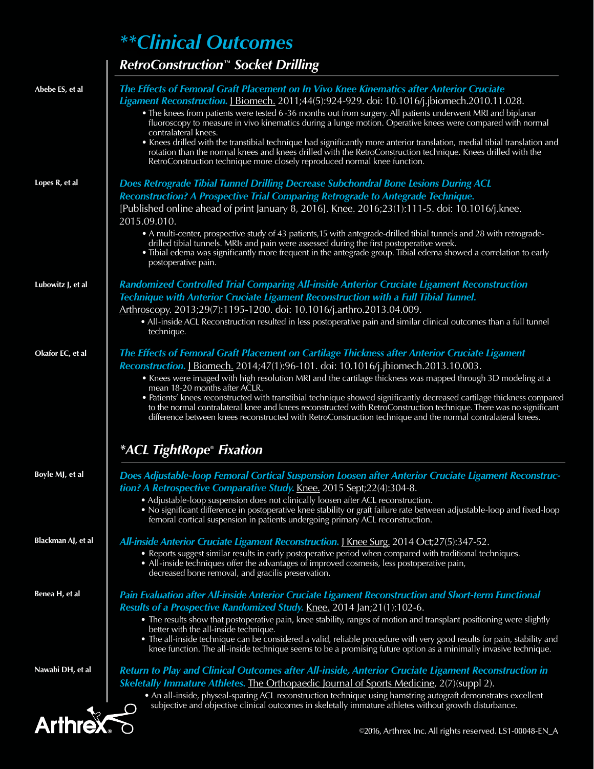# **Clinical Outcomes

## RetroConstruction™ Socket Drilling

**Abebe ES, et al**

***The Effects of Femoral Graft Placement on In Vivo Knee Kinematics after Anterior Cruciate Ligament Reconstruction.*** J Biomech. 2011;44(5):924-929. doi: 10.1016/j.jbiomech.2010.11.028.

- The knees from patients were tested 6 -36 months out from surgery. All patients underwent MRI and biplanar fluoroscopy to measure in vivo kinematics during a lunge motion. Operative knees were compared with normal contralateral knees.
- Knees drilled with the transtibial technique had significantly more anterior translation, medial tibial translation and rotation than the normal knees and knees drilled with the RetroConstruction technique. Knees drilled with the RetroConstruction technique more closely reproduced normal knee function.

**Lopes R, et al**

***Does Retrograde Tibial Tunnel Drilling Decrease Subchondral Bone Lesions During ACL Reconstruction? A Prospective Trial Comparing Retrograde to Antegrade Technique.*** [Published online ahead of print January 8, 2016]. Knee. 2016;23(1):111-5. doi: 10.1016/j.knee.2015.09.010.

- A multi-center, prospective study of 43 patients,15 with antegrade-drilled tibial tunnels and 28 with retrograde-drilled tibial tunnels. MRIs and pain were assessed during the first postoperative week.
- Tibial edema was significantly more frequent in the antegrade group. Tibial edema showed a correlation to early postoperative pain.

**Lubowitz J, et al**

***Randomized Controlled Trial Comparing All-inside Anterior Cruciate Ligament Reconstruction Technique with Anterior Cruciate Ligament Reconstruction with a Full Tibial Tunnel.*** Arthroscopy. 2013;29(7):1195-1200. doi: 10.1016/j.arthro.2013.04.009.

- All-inside ACL Reconstruction resulted in less postoperative pain and similar clinical outcomes than a full tunnel technique.

**Okafor EC, et al**

***The Effects of Femoral Graft Placement on Cartilage Thickness after Anterior Cruciate Ligament Reconstruction.*** J Biomech. 2014;47(1):96-101. doi: 10.1016/j.jbiomech.2013.10.003.

- Knees were imaged with high resolution MRI and the cartilage thickness was mapped through 3D modeling at a mean 18-20 months after ACLR.
- Patients' knees reconstructed with transtibial technique showed significantly decreased cartilage thickness compared to the normal contralateral knee and knees reconstructed with RetroConstruction technique. There was no significant difference between knees reconstructed with RetroConstruction technique and the normal contralateral knees.

## *ACL TightRope® Fixation

**Boyle MJ, et al**

***Does Adjustable-loop Femoral Cortical Suspension Loosen after Anterior Cruciate Ligament Reconstruction? A Retrospective Comparative Study.*** Knee. 2015 Sept;22(4):304-8.

- Adjustable-loop suspension does not clinically loosen after ACL reconstruction.
- No significant difference in postoperative knee stability or graft failure rate between adjustable-loop and fixed-loop femoral cortical suspension in patients undergoing primary ACL reconstruction.

**Blackman AJ, et al**

***All-inside Anterior Cruciate Ligament Reconstruction.*** J Knee Surg. 2014 Oct;27(5):347-52.

- Reports suggest similar results in early postoperative period when compared with traditional techniques.
- All-inside techniques offer the advantages of improved cosmesis, less postoperative pain, decreased bone removal, and gracilis preservation.

**Benea H, et al**

***Pain Evaluation after All-inside Anterior Cruciate Ligament Reconstruction and Short-term Functional Results of a Prospective Randomized Study.*** Knee. 2014 Jan;21(1):102-6.

- The results show that postoperative pain, knee stability, ranges of motion and transplant positioning were slightly better with the all-inside technique.
- The all-inside technique can be considered a valid, reliable procedure with very good results for pain, stability and knee function. The all-inside technique seems to be a promising future option as a minimally invasive technique.

**Nawabi DH, et al**

***Return to Play and Clinical Outcomes after All-inside, Anterior Cruciate Ligament Reconstruction in Skeletally Immature Athletes.*** The Orthopaedic Journal of Sports Medicine, 2(7)(suppl 2).

- An all-inside, physeal-sparing ACL reconstruction technique using hamstring autograft demonstrates excellent subjective and objective clinical outcomes in skeletally immature athletes without growth disturbance.

Arthrex®

©2016, Arthrex Inc. All rights reserved. LS1-00048-EN_A